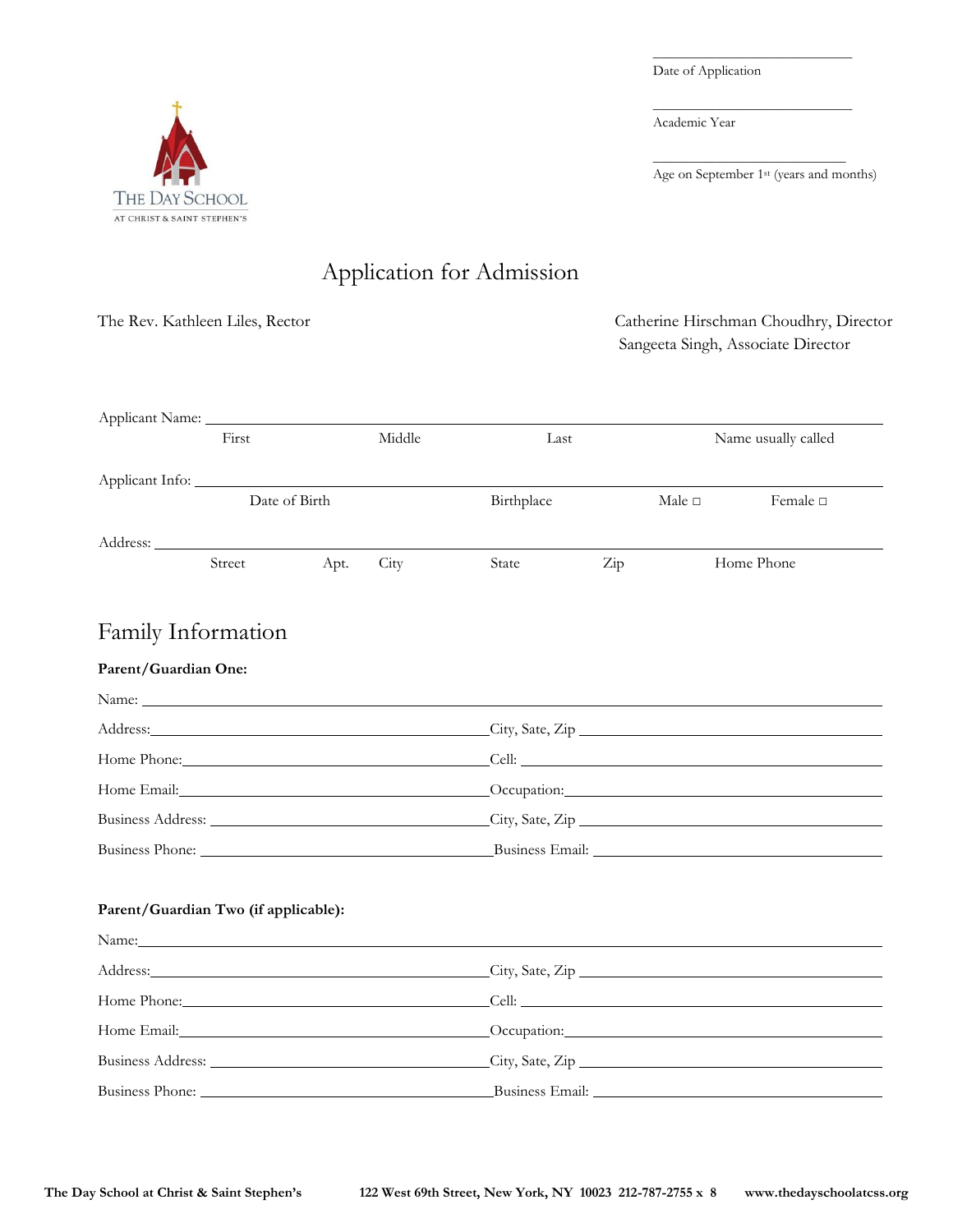Date of Application

Academic Year

Age on September 1st (years and months)

THE DAY SCHOOL
AT CHRIST & SAINT STEPHEN'S

# Application for Admission

The Rev. Kathleen Liles, Rector

Catherine Hirschman Choudhry, Director
Sangeeta Singh, Associate Director

Applicant Name: ______________________________________________
First | Middle | Last | Name usually called

Applicant Info: ______________________________________________
Date of Birth | Birthplace | Male □ | Female □

Address: ______________________________________________
Street | Apt. | City | State | Zip | Home Phone

## Family Information

**Parent/Guardian One:**

Name: ______________________________________________

Address: ______________________ City, Sate, Zip ______________________

Home Phone: ______________________ Cell: ______________________

Home Email: ______________________ Occupation: ______________________

Business Address: ______________________ City, Sate, Zip ______________________

Business Phone: ______________________ Business Email: ______________________

**Parent/Guardian Two (if applicable):**

Name: ______________________________________________

Address: ______________________ City, Sate, Zip ______________________

Home Phone: ______________________ Cell: ______________________

Home Email: ______________________ Occupation: ______________________

Business Address: ______________________ City, Sate, Zip ______________________

Business Phone: ______________________ Business Email: ______________________

**The Day School at Christ & Saint Stephen's** **122 West 69th Street, New York, NY 10023 212-787-2755 x 8** **www.thedayschoolatcss.org**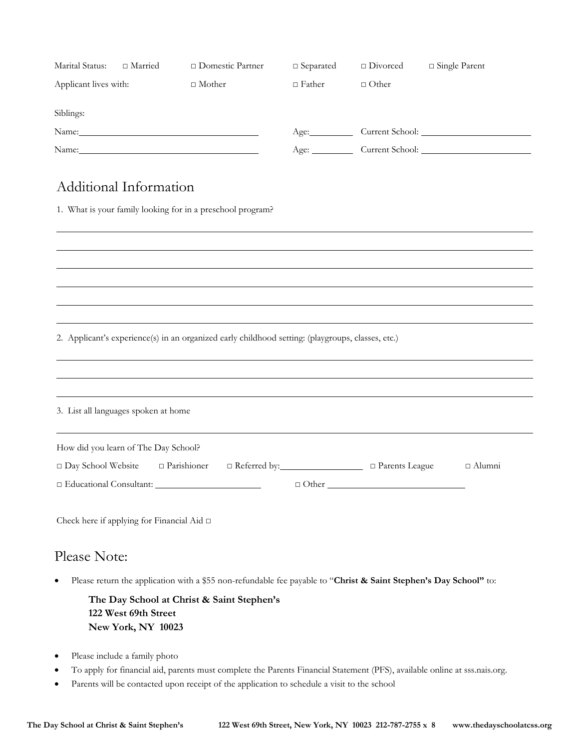Marital Status: □ Married □ Domestic Partner □ Separated □ Divorced □ Single Parent

Applicant lives with: □ Mother □ Father □ Other

Siblings:

Name:\_\_\_\_\_\_\_\_\_\_\_\_\_\_\_\_\_\_\_\_ Age:\_\_\_\_\_\_ Current School: \_\_\_\_\_\_\_\_\_\_\_\_\_\_\_\_\_\_\_\_

Name:\_\_\_\_\_\_\_\_\_\_\_\_\_\_\_\_\_\_\_\_ Age: \_\_\_\_\_\_ Current School: \_\_\_\_\_\_\_\_\_\_\_\_\_\_\_\_\_\_\_\_

## Additional Information

1. What is your family looking for in a preschool program?

2. Applicant's experience(s) in an organized early childhood setting: (playgroups, classes, etc.)

3. List all languages spoken at home

How did you learn of The Day School?

□ Day School Website □ Parishioner □ Referred by:\_\_\_\_\_\_\_\_\_\_\_\_\_\_\_\_ □ Parents League □ Alumni

□ Educational Consultant: \_\_\_\_\_\_\_\_\_\_\_\_\_\_\_\_\_\_\_\_ □ Other \_\_\_\_\_\_\_\_\_\_\_\_\_\_\_\_\_\_\_\_

Check here if applying for Financial Aid □

## Please Note:

- Please return the application with a $55 non-refundable fee payable to "**Christ & Saint Stephen's Day School**" to:

  **The Day School at Christ & Saint Stephen's**
  **122 West 69th Street**
  **New York, NY 10023**

- Please include a family photo
- To apply for financial aid, parents must complete the Parents Financial Statement (PFS), available online at sss.nais.org.
- Parents will be contacted upon receipt of the application to schedule a visit to the school

**The Day School at Christ & Saint Stephen's 122 West 69th Street, New York, NY 10023 212-787-2755 x 8 www.thedayschoolatcss.org**